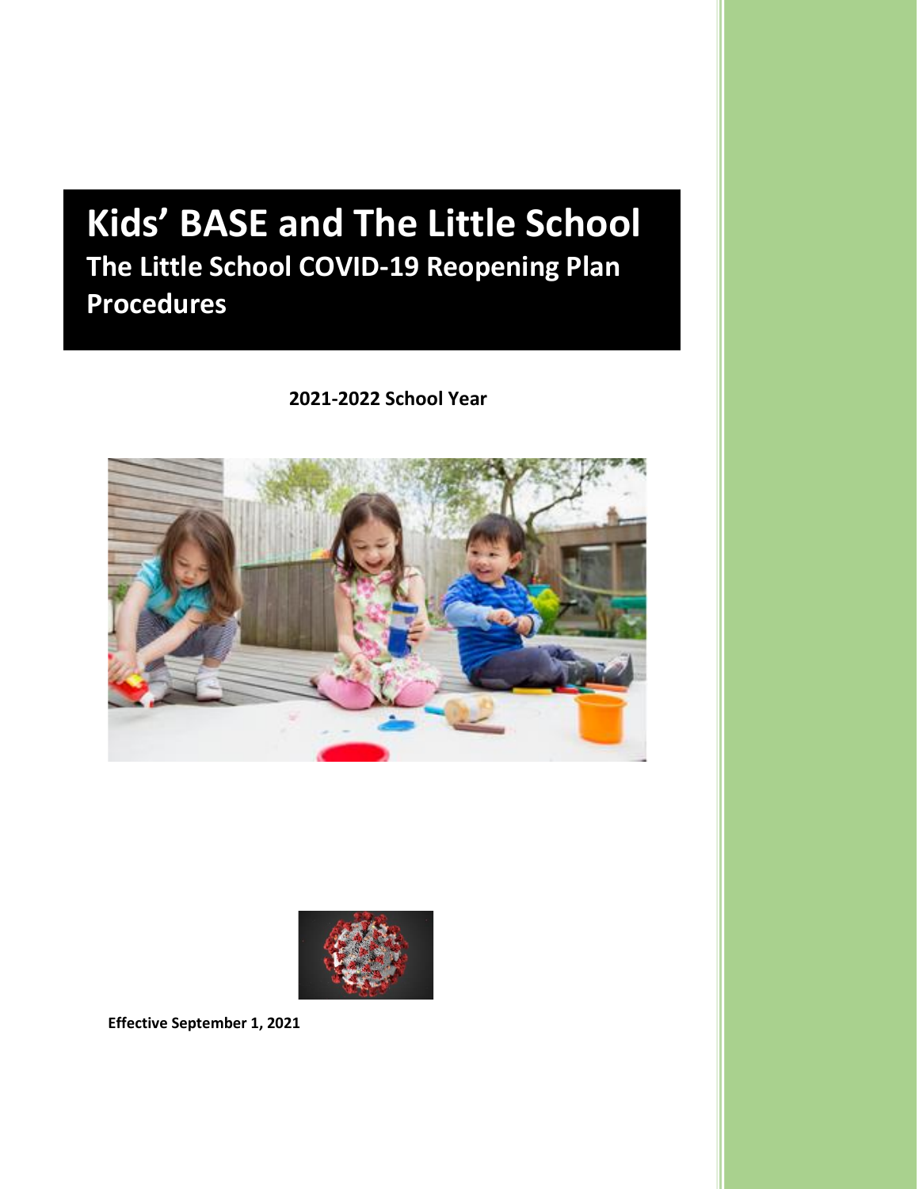# Kids' BASE and The Little School

## The Little School COVID-19 Reopening Plan Procedures

**2021-2022 School Year**

**Effective September 1, 2021**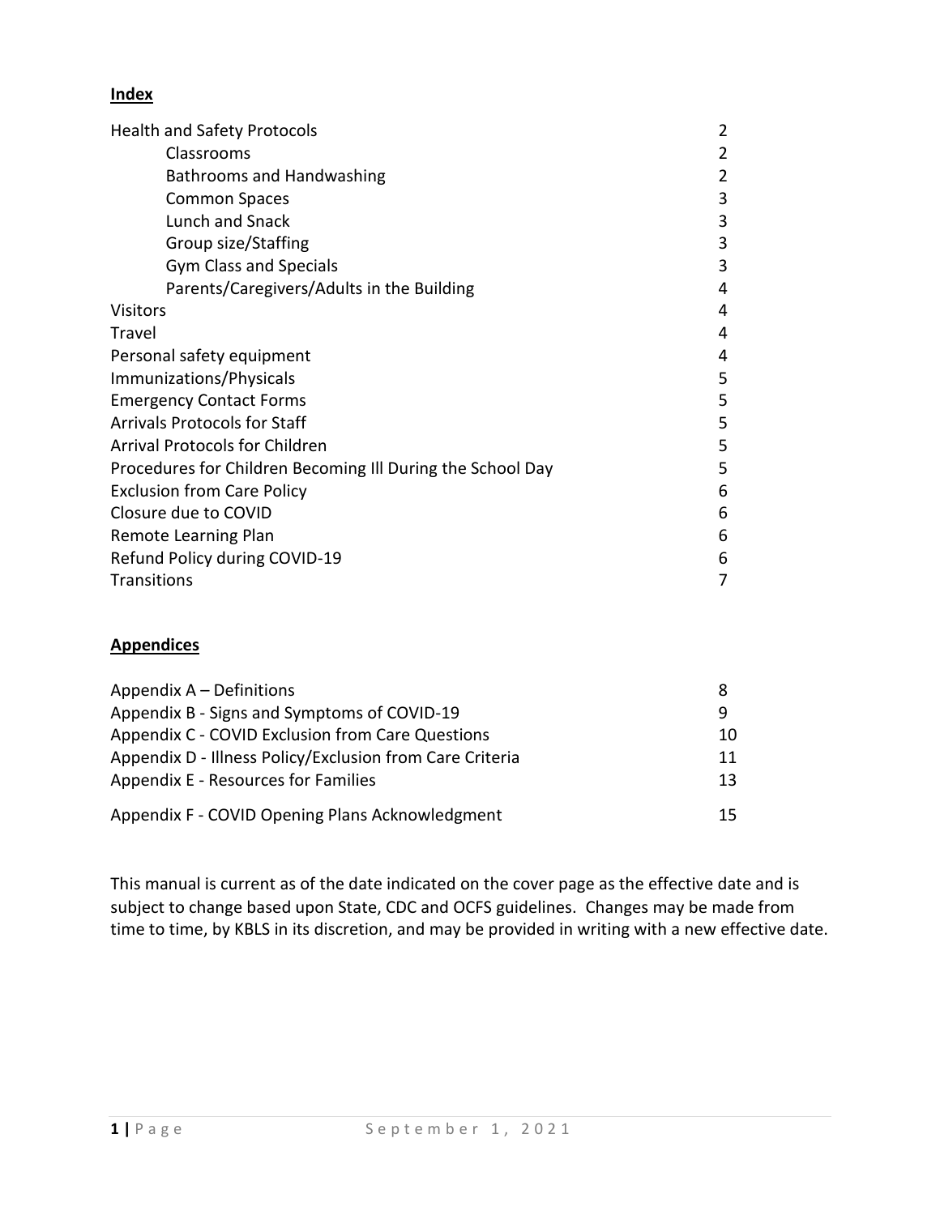## Index

| | |
|---|---|
| Health and Safety Protocols | 2 |
| &nbsp;&nbsp;&nbsp;&nbsp;Classrooms | 2 |
| &nbsp;&nbsp;&nbsp;&nbsp;Bathrooms and Handwashing | 2 |
| &nbsp;&nbsp;&nbsp;&nbsp;Common Spaces | 3 |
| &nbsp;&nbsp;&nbsp;&nbsp;Lunch and Snack | 3 |
| &nbsp;&nbsp;&nbsp;&nbsp;Group size/Staffing | 3 |
| &nbsp;&nbsp;&nbsp;&nbsp;Gym Class and Specials | 3 |
| &nbsp;&nbsp;&nbsp;&nbsp;Parents/Caregivers/Adults in the Building | 4 |
| Visitors | 4 |
| Travel | 4 |
| Personal safety equipment | 4 |
| Immunizations/Physicals | 5 |
| Emergency Contact Forms | 5 |
| Arrivals Protocols for Staff | 5 |
| Arrival Protocols for Children | 5 |
| Procedures for Children Becoming Ill During the School Day | 5 |
| Exclusion from Care Policy | 6 |
| Closure due to COVID | 6 |
| Remote Learning Plan | 6 |
| Refund Policy during COVID-19 | 6 |
| Transitions | 7 |

## Appendices

| | |
|---|---|
| Appendix A – Definitions | 8 |
| Appendix B - Signs and Symptoms of COVID-19 | 9 |
| Appendix C - COVID Exclusion from Care Questions | 10 |
| Appendix D - Illness Policy/Exclusion from Care Criteria | 11 |
| Appendix E - Resources for Families | 13 |
| Appendix F - COVID Opening Plans Acknowledgment | 15 |

This manual is current as of the date indicated on the cover page as the effective date and is subject to change based upon State, CDC and OCFS guidelines. Changes may be made from time to time, by KBLS in its discretion, and may be provided in writing with a new effective date.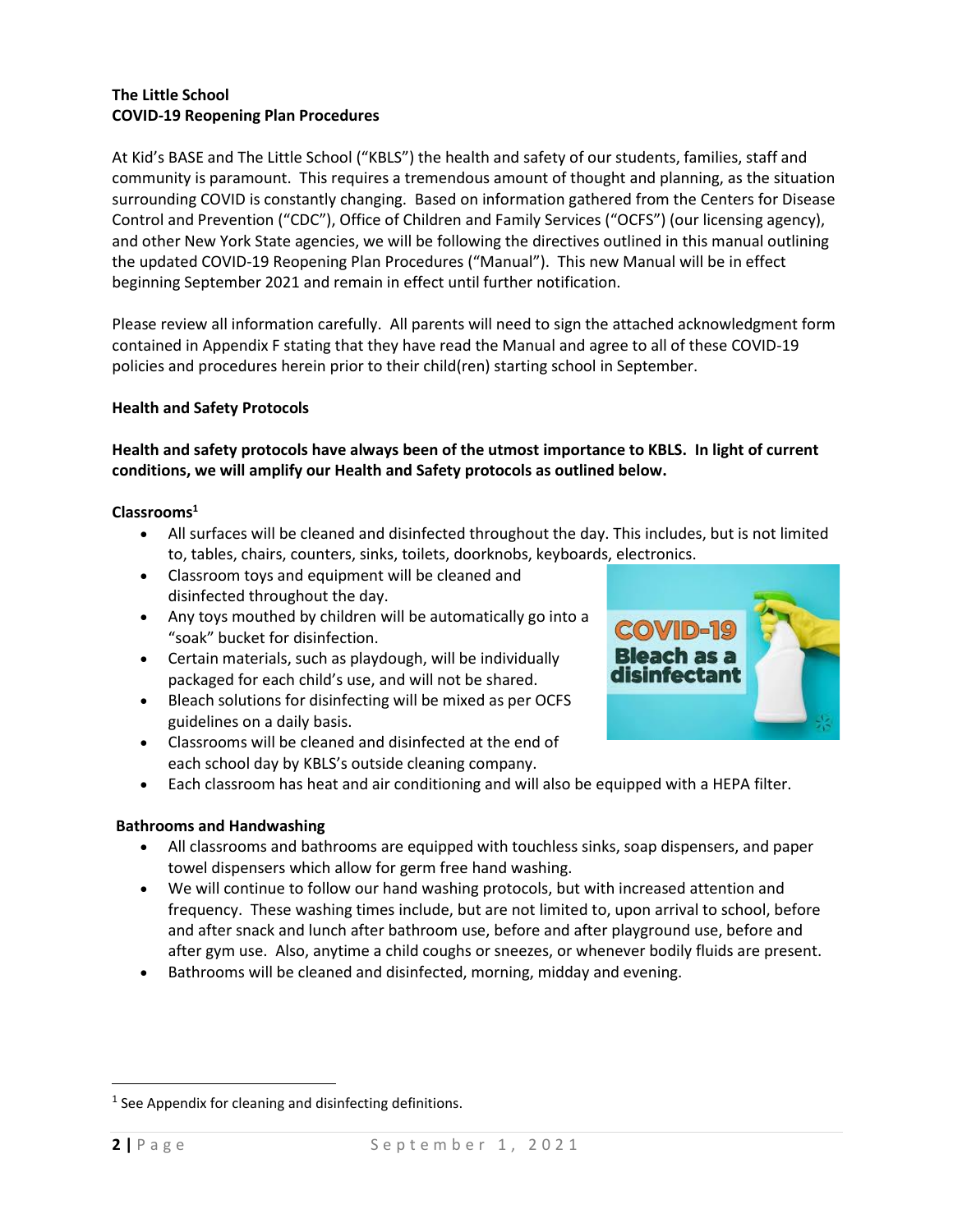**The Little School**
**COVID-19 Reopening Plan Procedures**

At Kid's BASE and The Little School ("KBLS") the health and safety of our students, families, staff and community is paramount. This requires a tremendous amount of thought and planning, as the situation surrounding COVID is constantly changing. Based on information gathered from the Centers for Disease Control and Prevention ("CDC"), Office of Children and Family Services ("OCFS") (our licensing agency), and other New York State agencies, we will be following the directives outlined in this manual outlining the updated COVID-19 Reopening Plan Procedures ("Manual"). This new Manual will be in effect beginning September 2021 and remain in effect until further notification.

Please review all information carefully. All parents will need to sign the attached acknowledgment form contained in Appendix F stating that they have read the Manual and agree to all of these COVID-19 policies and procedures herein prior to their child(ren) starting school in September.

**Health and Safety Protocols**

**Health and safety protocols have always been of the utmost importance to KBLS. In light of current conditions, we will amplify our Health and Safety protocols as outlined below.**

**Classrooms[1]**

- All surfaces will be cleaned and disinfected throughout the day. This includes, but is not limited to, tables, chairs, counters, sinks, toilets, doorknobs, keyboards, electronics.
- Classroom toys and equipment will be cleaned and disinfected throughout the day.
- Any toys mouthed by children will be automatically go into a "soak" bucket for disinfection.
- Certain materials, such as playdough, will be individually packaged for each child's use, and will not be shared.
- Bleach solutions for disinfecting will be mixed as per OCFS guidelines on a daily basis.
- Classrooms will be cleaned and disinfected at the end of each school day by KBLS's outside cleaning company.
- Each classroom has heat and air conditioning and will also be equipped with a HEPA filter.

**Bathrooms and Handwashing**

- All classrooms and bathrooms are equipped with touchless sinks, soap dispensers, and paper towel dispensers which allow for germ free hand washing.
- We will continue to follow our hand washing protocols, but with increased attention and frequency. These washing times include, but are not limited to, upon arrival to school, before and after snack and lunch after bathroom use, before and after playground use, before and after gym use. Also, anytime a child coughs or sneezes, or whenever bodily fluids are present.
- Bathrooms will be cleaned and disinfected, morning, midday and evening.

[1] See Appendix for cleaning and disinfecting definitions.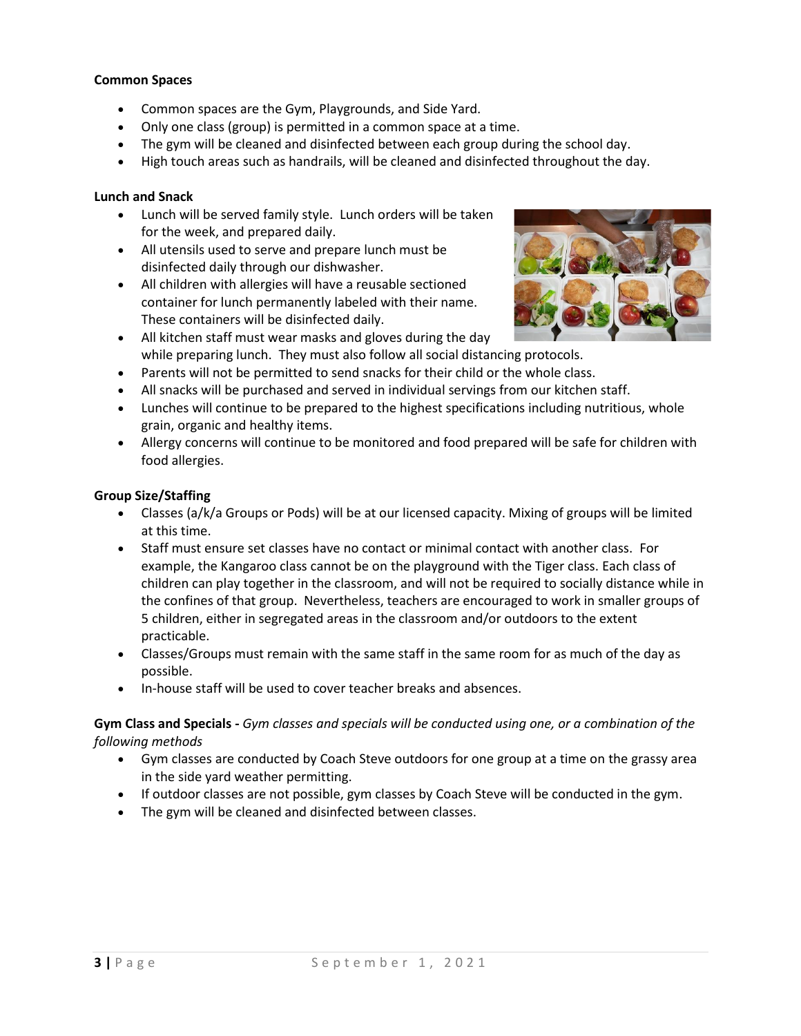**Common Spaces**

- Common spaces are the Gym, Playgrounds, and Side Yard.
- Only one class (group) is permitted in a common space at a time.
- The gym will be cleaned and disinfected between each group during the school day.
- High touch areas such as handrails, will be cleaned and disinfected throughout the day.

**Lunch and Snack**

- Lunch will be served family style. Lunch orders will be taken for the week, and prepared daily.
- All utensils used to serve and prepare lunch must be disinfected daily through our dishwasher.
- All children with allergies will have a reusable sectioned container for lunch permanently labeled with their name. These containers will be disinfected daily.
- All kitchen staff must wear masks and gloves during the day while preparing lunch. They must also follow all social distancing protocols.
- Parents will not be permitted to send snacks for their child or the whole class.
- All snacks will be purchased and served in individual servings from our kitchen staff.
- Lunches will continue to be prepared to the highest specifications including nutritious, whole grain, organic and healthy items.
- Allergy concerns will continue to be monitored and food prepared will be safe for children with food allergies.

**Group Size/Staffing**

- Classes (a/k/a Groups or Pods) will be at our licensed capacity. Mixing of groups will be limited at this time.
- Staff must ensure set classes have no contact or minimal contact with another class. For example, the Kangaroo class cannot be on the playground with the Tiger class. Each class of children can play together in the classroom, and will not be required to socially distance while in the confines of that group. Nevertheless, teachers are encouraged to work in smaller groups of 5 children, either in segregated areas in the classroom and/or outdoors to the extent practicable.
- Classes/Groups must remain with the same staff in the same room for as much of the day as possible.
- In-house staff will be used to cover teacher breaks and absences.

**Gym Class and Specials -** *Gym classes and specials will be conducted using one, or a combination of the following methods*

- Gym classes are conducted by Coach Steve outdoors for one group at a time on the grassy area in the side yard weather permitting.
- If outdoor classes are not possible, gym classes by Coach Steve will be conducted in the gym.
- The gym will be cleaned and disinfected between classes.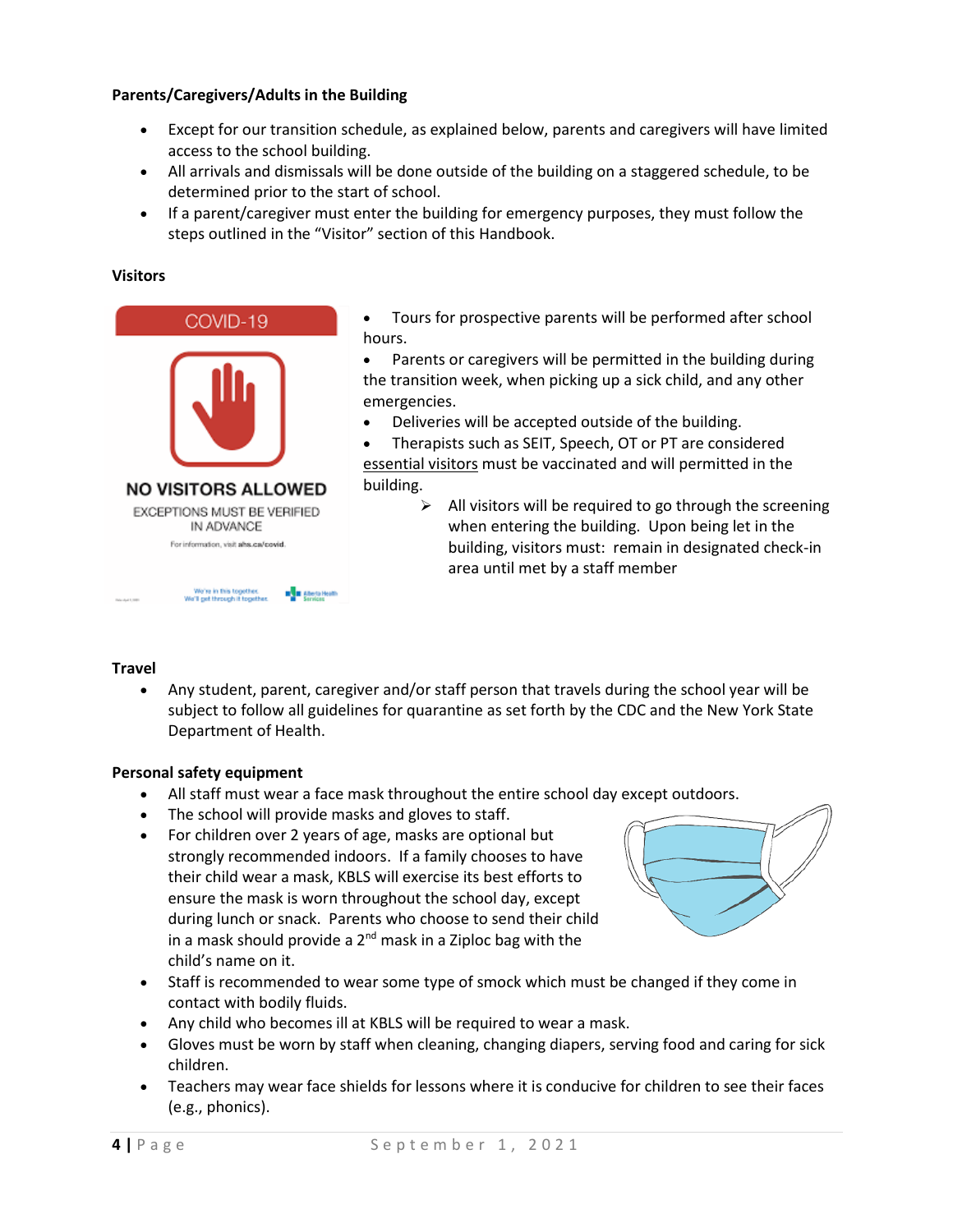**Parents/Caregivers/Adults in the Building**

- Except for our transition schedule, as explained below, parents and caregivers will have limited access to the school building.
- All arrivals and dismissals will be done outside of the building on a staggered schedule, to be determined prior to the start of school.
- If a parent/caregiver must enter the building for emergency purposes, they must follow the steps outlined in the "Visitor" section of this Handbook.

**Visitors**

- Tours for prospective parents will be performed after school hours.
- Parents or caregivers will be permitted in the building during the transition week, when picking up a sick child, and any other emergencies.
- Deliveries will be accepted outside of the building.
- Therapists such as SEIT, Speech, OT or PT are considered essential visitors must be vaccinated and will permitted in the building.
  - All visitors will be required to go through the screening when entering the building. Upon being let in the building, visitors must: remain in designated check-in area until met by a staff member

**Travel**

- Any student, parent, caregiver and/or staff person that travels during the school year will be subject to follow all guidelines for quarantine as set forth by the CDC and the New York State Department of Health.

**Personal safety equipment**

- All staff must wear a face mask throughout the entire school day except outdoors.
- The school will provide masks and gloves to staff.
- For children over 2 years of age, masks are optional but strongly recommended indoors. If a family chooses to have their child wear a mask, KBLS will exercise its best efforts to ensure the mask is worn throughout the school day, except during lunch or snack. Parents who choose to send their child in a mask should provide a 2nd mask in a Ziploc bag with the child's name on it.
- Staff is recommended to wear some type of smock which must be changed if they come in contact with bodily fluids.
- Any child who becomes ill at KBLS will be required to wear a mask.
- Gloves must be worn by staff when cleaning, changing diapers, serving food and caring for sick children.
- Teachers may wear face shields for lessons where it is conducive for children to see their faces (e.g., phonics).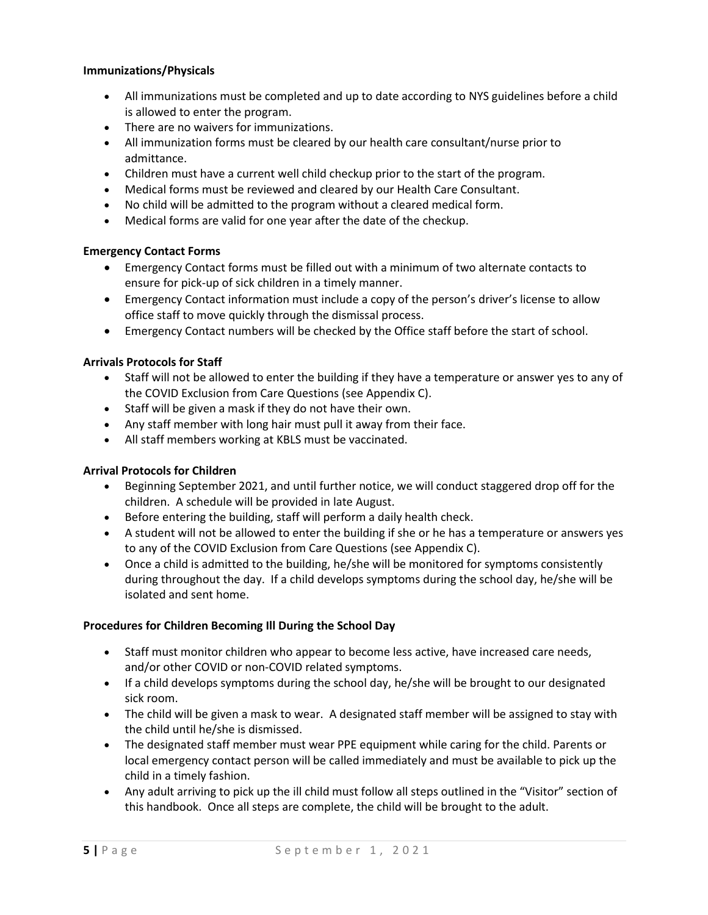**Immunizations/Physicals**

- All immunizations must be completed and up to date according to NYS guidelines before a child is allowed to enter the program.
- There are no waivers for immunizations.
- All immunization forms must be cleared by our health care consultant/nurse prior to admittance.
- Children must have a current well child checkup prior to the start of the program.
- Medical forms must be reviewed and cleared by our Health Care Consultant.
- No child will be admitted to the program without a cleared medical form.
- Medical forms are valid for one year after the date of the checkup.

**Emergency Contact Forms**

- Emergency Contact forms must be filled out with a minimum of two alternate contacts to ensure for pick-up of sick children in a timely manner.
- Emergency Contact information must include a copy of the person's driver's license to allow office staff to move quickly through the dismissal process.
- Emergency Contact numbers will be checked by the Office staff before the start of school.

**Arrivals Protocols for Staff**

- Staff will not be allowed to enter the building if they have a temperature or answer yes to any of the COVID Exclusion from Care Questions (see Appendix C).
- Staff will be given a mask if they do not have their own.
- Any staff member with long hair must pull it away from their face.
- All staff members working at KBLS must be vaccinated.

**Arrival Protocols for Children**

- Beginning September 2021, and until further notice, we will conduct staggered drop off for the children. A schedule will be provided in late August.
- Before entering the building, staff will perform a daily health check.
- A student will not be allowed to enter the building if she or he has a temperature or answers yes to any of the COVID Exclusion from Care Questions (see Appendix C).
- Once a child is admitted to the building, he/she will be monitored for symptoms consistently during throughout the day. If a child develops symptoms during the school day, he/she will be isolated and sent home.

**Procedures for Children Becoming Ill During the School Day**

- Staff must monitor children who appear to become less active, have increased care needs, and/or other COVID or non-COVID related symptoms.
- If a child develops symptoms during the school day, he/she will be brought to our designated sick room.
- The child will be given a mask to wear. A designated staff member will be assigned to stay with the child until he/she is dismissed.
- The designated staff member must wear PPE equipment while caring for the child. Parents or local emergency contact person will be called immediately and must be available to pick up the child in a timely fashion.
- Any adult arriving to pick up the ill child must follow all steps outlined in the "Visitor" section of this handbook. Once all steps are complete, the child will be brought to the adult.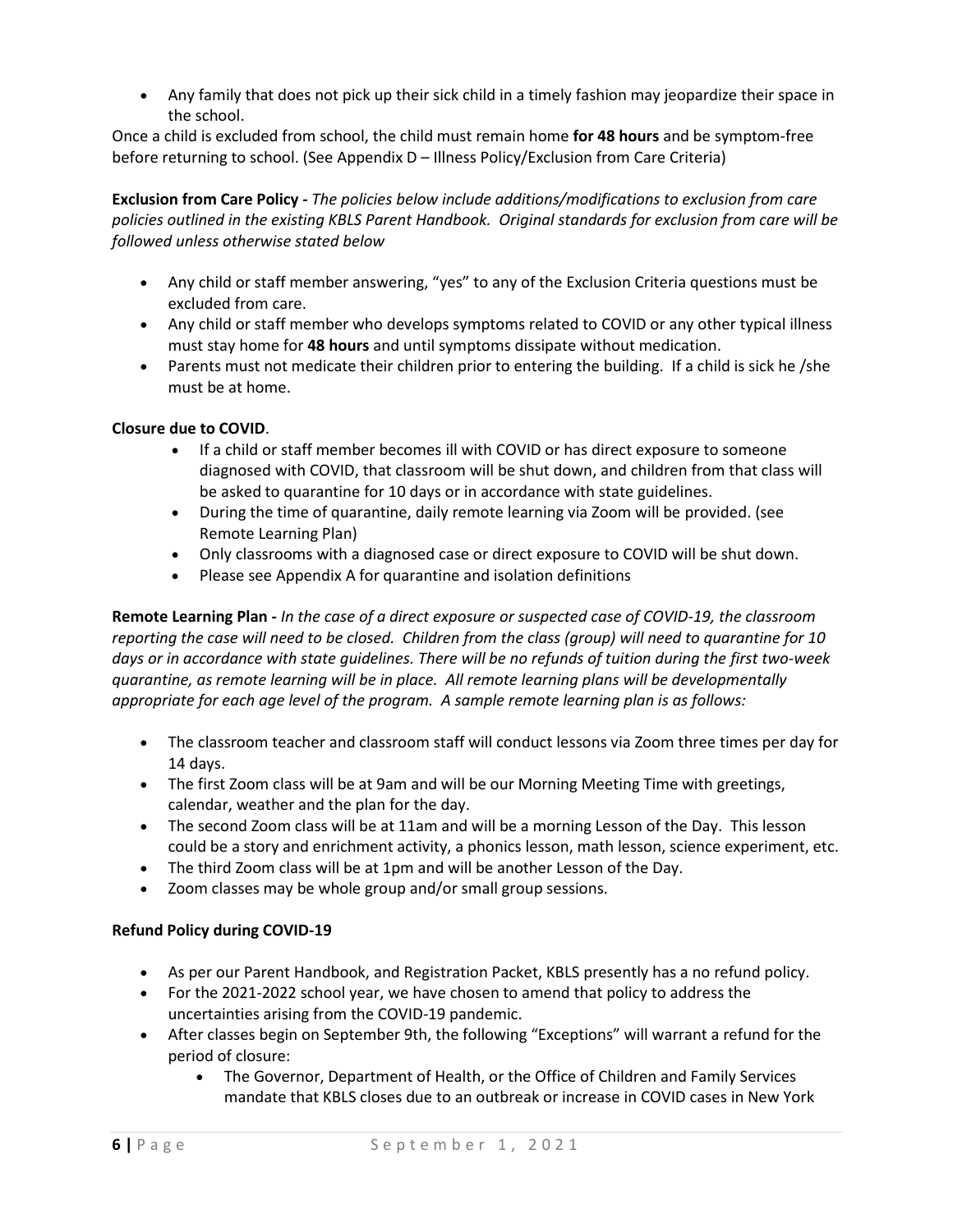- Any family that does not pick up their sick child in a timely fashion may jeopardize their space in the school.

Once a child is excluded from school, the child must remain home **for 48 hours** and be symptom-free before returning to school. (See Appendix D – Illness Policy/Exclusion from Care Criteria)

**Exclusion from Care Policy -** *The policies below include additions/modifications to exclusion from care policies outlined in the existing KBLS Parent Handbook. Original standards for exclusion from care will be followed unless otherwise stated below*

- Any child or staff member answering, "yes" to any of the Exclusion Criteria questions must be excluded from care.
- Any child or staff member who develops symptoms related to COVID or any other typical illness must stay home for **48 hours** and until symptoms dissipate without medication.
- Parents must not medicate their children prior to entering the building. If a child is sick he /she must be at home.

**Closure due to COVID**.

- If a child or staff member becomes ill with COVID or has direct exposure to someone diagnosed with COVID, that classroom will be shut down, and children from that class will be asked to quarantine for 10 days or in accordance with state guidelines.
- During the time of quarantine, daily remote learning via Zoom will be provided. (see Remote Learning Plan)
- Only classrooms with a diagnosed case or direct exposure to COVID will be shut down.
- Please see Appendix A for quarantine and isolation definitions

**Remote Learning Plan -** *In the case of a direct exposure or suspected case of COVID-19, the classroom reporting the case will need to be closed. Children from the class (group) will need to quarantine for 10 days or in accordance with state guidelines. There will be no refunds of tuition during the first two-week quarantine, as remote learning will be in place. All remote learning plans will be developmentally appropriate for each age level of the program. A sample remote learning plan is as follows:*

- The classroom teacher and classroom staff will conduct lessons via Zoom three times per day for 14 days.
- The first Zoom class will be at 9am and will be our Morning Meeting Time with greetings, calendar, weather and the plan for the day.
- The second Zoom class will be at 11am and will be a morning Lesson of the Day. This lesson could be a story and enrichment activity, a phonics lesson, math lesson, science experiment, etc.
- The third Zoom class will be at 1pm and will be another Lesson of the Day.
- Zoom classes may be whole group and/or small group sessions.

**Refund Policy during COVID-19**

- As per our Parent Handbook, and Registration Packet, KBLS presently has a no refund policy.
- For the 2021-2022 school year, we have chosen to amend that policy to address the uncertainties arising from the COVID-19 pandemic.
- After classes begin on September 9th, the following "Exceptions" will warrant a refund for the period of closure:
    - The Governor, Department of Health, or the Office of Children and Family Services mandate that KBLS closes due to an outbreak or increase in COVID cases in New York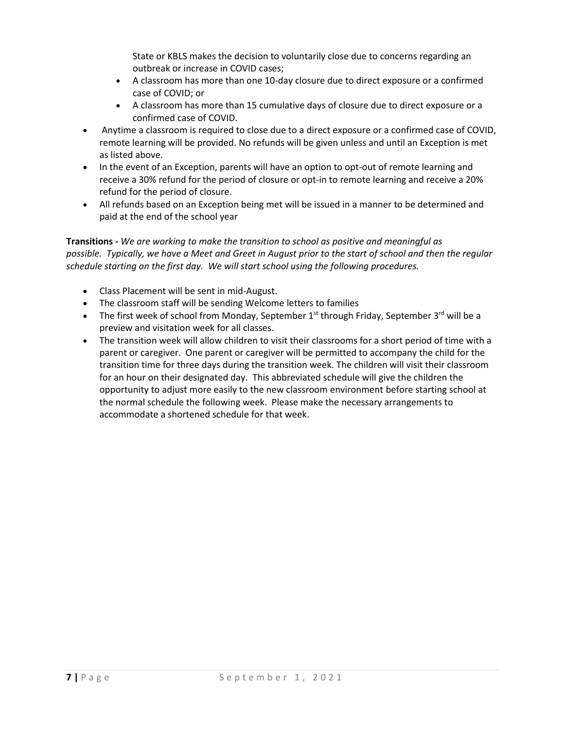State or KBLS makes the decision to voluntarily close due to concerns regarding an outbreak or increase in COVID cases;
    - A classroom has more than one 10-day closure due to direct exposure or a confirmed case of COVID; or
    - A classroom has more than 15 cumulative days of closure due to direct exposure or a confirmed case of COVID.
- Anytime a classroom is required to close due to a direct exposure or a confirmed case of COVID, remote learning will be provided. No refunds will be given unless and until an Exception is met as listed above.
- In the event of an Exception, parents will have an option to opt-out of remote learning and receive a 30% refund for the period of closure or opt-in to remote learning and receive a 20% refund for the period of closure.
- All refunds based on an Exception being met will be issued in a manner to be determined and paid at the end of the school year

**Transitions -** *We are working to make the transition to school as positive and meaningful as possible. Typically, we have a Meet and Greet in August prior to the start of school and then the regular schedule starting on the first day. We will start school using the following procedures.*

- Class Placement will be sent in mid-August.
- The classroom staff will be sending Welcome letters to families
- The first week of school from Monday, September 1st through Friday, September 3rd will be a preview and visitation week for all classes.
- The transition week will allow children to visit their classrooms for a short period of time with a parent or caregiver. One parent or caregiver will be permitted to accompany the child for the transition time for three days during the transition week. The children will visit their classroom for an hour on their designated day. This abbreviated schedule will give the children the opportunity to adjust more easily to the new classroom environment before starting school at the normal schedule the following week. Please make the necessary arrangements to accommodate a shortened schedule for that week.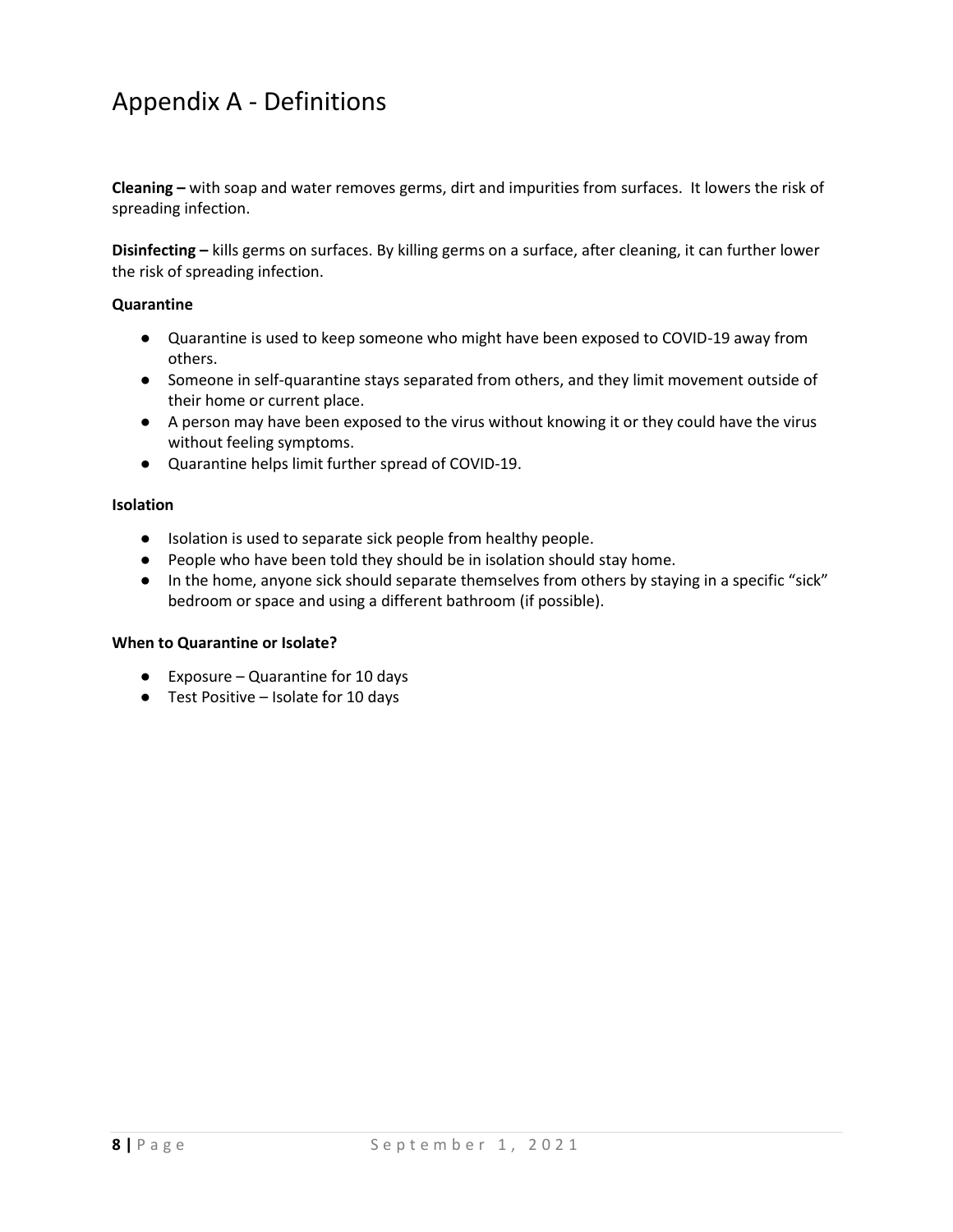# Appendix A - Definitions

**Cleaning –** with soap and water removes germs, dirt and impurities from surfaces. It lowers the risk of spreading infection.

**Disinfecting –** kills germs on surfaces. By killing germs on a surface, after cleaning, it can further lower the risk of spreading infection.

**Quarantine**

- Quarantine is used to keep someone who might have been exposed to COVID-19 away from others.
- Someone in self-quarantine stays separated from others, and they limit movement outside of their home or current place.
- A person may have been exposed to the virus without knowing it or they could have the virus without feeling symptoms.
- Quarantine helps limit further spread of COVID-19.

**Isolation**

- Isolation is used to separate sick people from healthy people.
- People who have been told they should be in isolation should stay home.
- In the home, anyone sick should separate themselves from others by staying in a specific "sick" bedroom or space and using a different bathroom (if possible).

**When to Quarantine or Isolate?**

- Exposure – Quarantine for 10 days
- Test Positive – Isolate for 10 days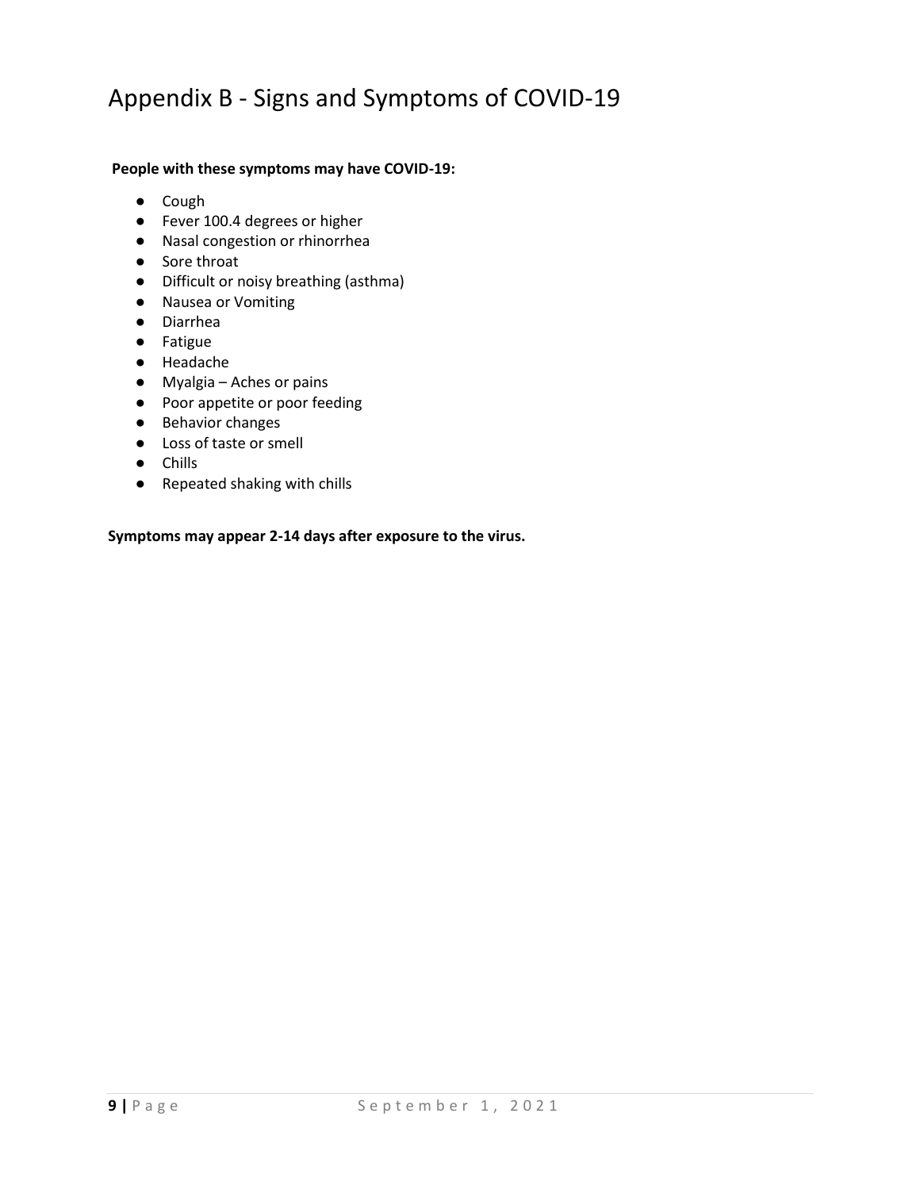# Appendix B - Signs and Symptoms of COVID-19

**People with these symptoms may have COVID-19:**

- Cough
- Fever 100.4 degrees or higher
- Nasal congestion or rhinorrhea
- Sore throat
- Difficult or noisy breathing (asthma)
- Nausea or Vomiting
- Diarrhea
- Fatigue
- Headache
- Myalgia – Aches or pains
- Poor appetite or poor feeding
- Behavior changes
- Loss of taste or smell
- Chills
- Repeated shaking with chills

**Symptoms may appear 2-14 days after exposure to the virus.**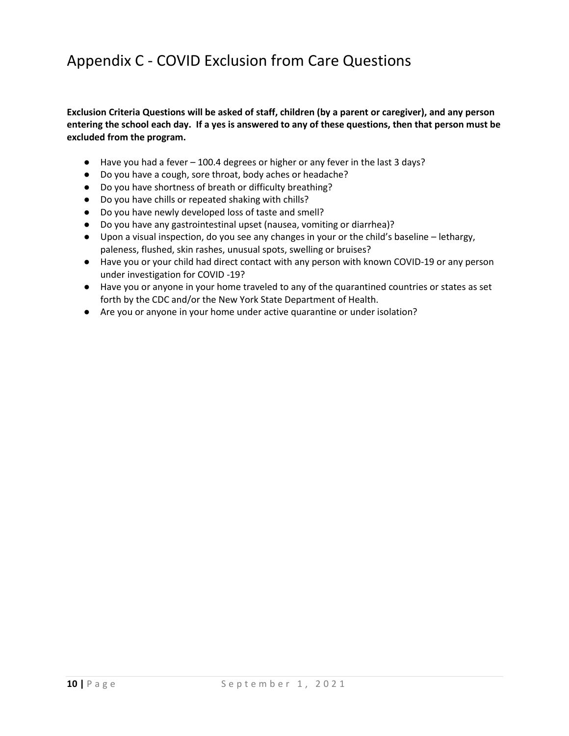# Appendix C - COVID Exclusion from Care Questions

**Exclusion Criteria Questions will be asked of staff, children (by a parent or caregiver), and any person entering the school each day. If a yes is answered to any of these questions, then that person must be excluded from the program.**

- Have you had a fever – 100.4 degrees or higher or any fever in the last 3 days?
- Do you have a cough, sore throat, body aches or headache?
- Do you have shortness of breath or difficulty breathing?
- Do you have chills or repeated shaking with chills?
- Do you have newly developed loss of taste and smell?
- Do you have any gastrointestinal upset (nausea, vomiting or diarrhea)?
- Upon a visual inspection, do you see any changes in your or the child's baseline – lethargy, paleness, flushed, skin rashes, unusual spots, swelling or bruises?
- Have you or your child had direct contact with any person with known COVID-19 or any person under investigation for COVID -19?
- Have you or anyone in your home traveled to any of the quarantined countries or states as set forth by the CDC and/or the New York State Department of Health.
- Are you or anyone in your home under active quarantine or under isolation?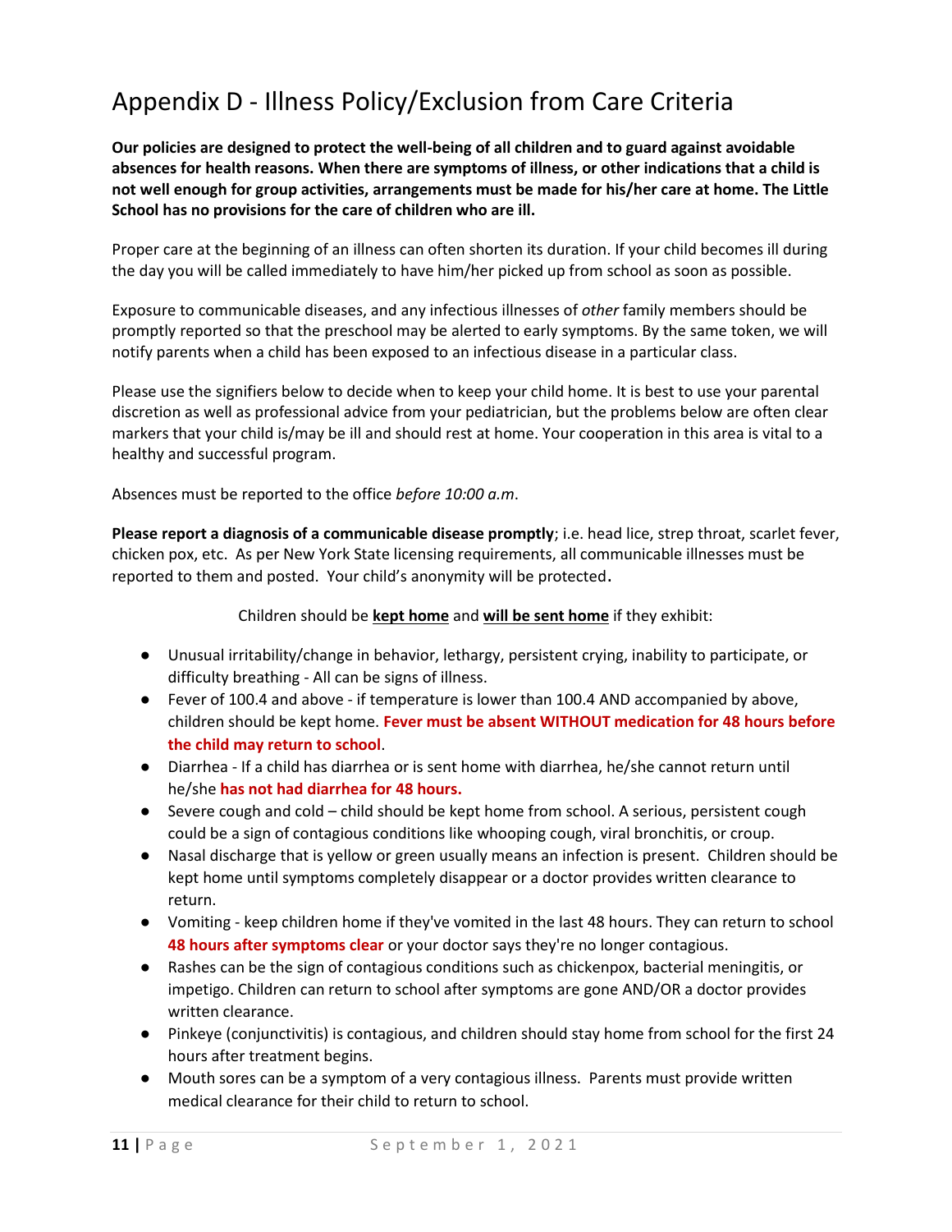# Appendix D - Illness Policy/Exclusion from Care Criteria

**Our policies are designed to protect the well-being of all children and to guard against avoidable absences for health reasons. When there are symptoms of illness, or other indications that a child is not well enough for group activities, arrangements must be made for his/her care at home. The Little School has no provisions for the care of children who are ill.**

Proper care at the beginning of an illness can often shorten its duration. If your child becomes ill during the day you will be called immediately to have him/her picked up from school as soon as possible.

Exposure to communicable diseases, and any infectious illnesses of *other* family members should be promptly reported so that the preschool may be alerted to early symptoms. By the same token, we will notify parents when a child has been exposed to an infectious disease in a particular class.

Please use the signifiers below to decide when to keep your child home. It is best to use your parental discretion as well as professional advice from your pediatrician, but the problems below are often clear markers that your child is/may be ill and should rest at home. Your cooperation in this area is vital to a healthy and successful program.

Absences must be reported to the office *before 10:00 a.m*.

**Please report a diagnosis of a communicable disease promptly**; i.e. head lice, strep throat, scarlet fever, chicken pox, etc. As per New York State licensing requirements, all communicable illnesses must be reported to them and posted. Your child's anonymity will be protected.

Children should be **kept home** and **will be sent home** if they exhibit:

- Unusual irritability/change in behavior, lethargy, persistent crying, inability to participate, or difficulty breathing - All can be signs of illness.
- Fever of 100.4 and above - if temperature is lower than 100.4 AND accompanied by above, children should be kept home. **Fever must be absent WITHOUT medication for 48 hours before the child may return to school**.
- Diarrhea - If a child has diarrhea or is sent home with diarrhea, he/she cannot return until he/she **has not had diarrhea for 48 hours.**
- Severe cough and cold – child should be kept home from school. A serious, persistent cough could be a sign of contagious conditions like whooping cough, viral bronchitis, or croup.
- Nasal discharge that is yellow or green usually means an infection is present. Children should be kept home until symptoms completely disappear or a doctor provides written clearance to return.
- Vomiting - keep children home if they've vomited in the last 48 hours. They can return to school **48 hours after symptoms clear** or your doctor says they're no longer contagious.
- Rashes can be the sign of contagious conditions such as chickenpox, bacterial meningitis, or impetigo. Children can return to school after symptoms are gone AND/OR a doctor provides written clearance.
- Pinkeye (conjunctivitis) is contagious, and children should stay home from school for the first 24 hours after treatment begins.
- Mouth sores can be a symptom of a very contagious illness. Parents must provide written medical clearance for their child to return to school.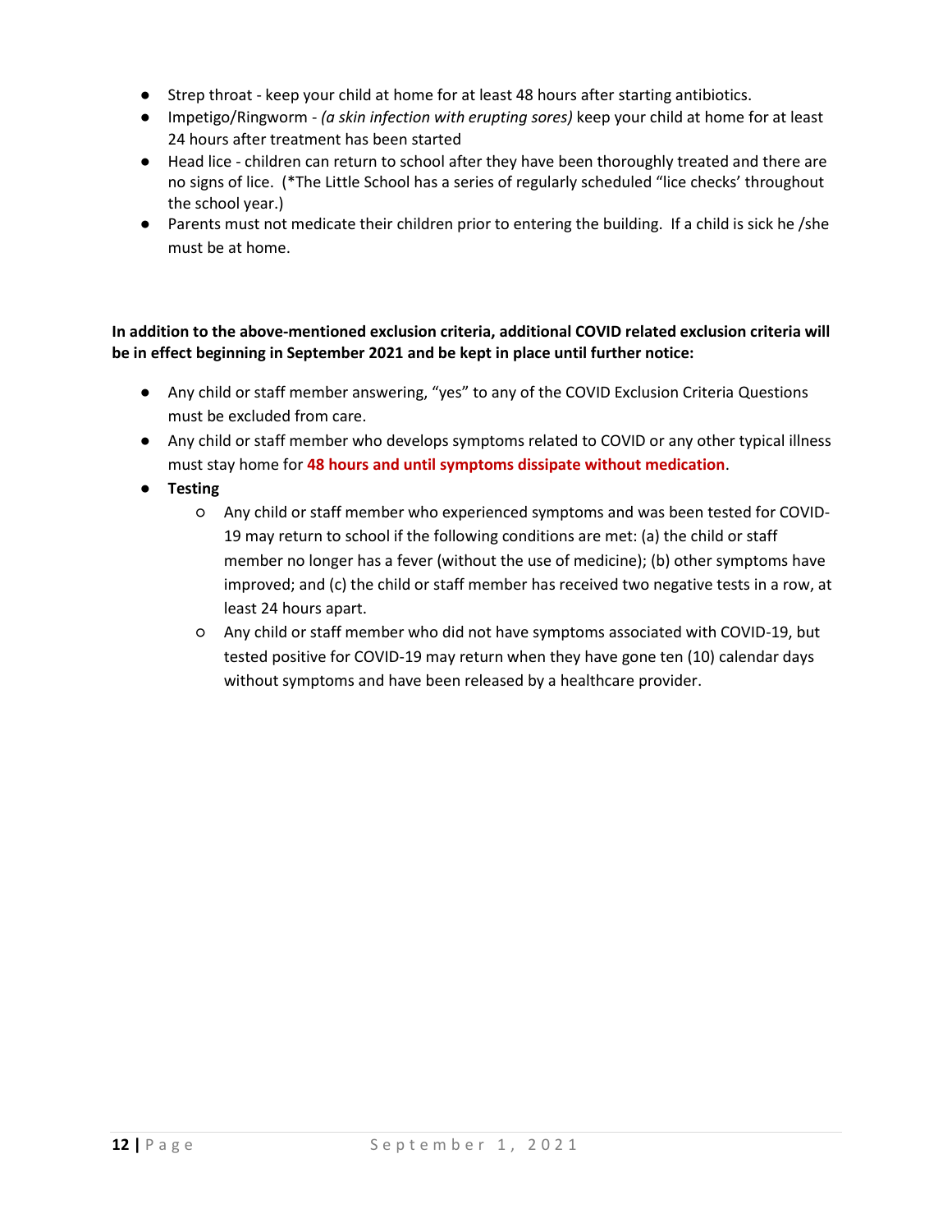- Strep throat - keep your child at home for at least 48 hours after starting antibiotics.
- Impetigo/Ringworm - *(a skin infection with erupting sores)* keep your child at home for at least 24 hours after treatment has been started
- Head lice - children can return to school after they have been thoroughly treated and there are no signs of lice. (*The Little School has a series of regularly scheduled "lice checks' throughout the school year.)
- Parents must not medicate their children prior to entering the building. If a child is sick he /she must be at home.

**In addition to the above-mentioned exclusion criteria, additional COVID related exclusion criteria will be in effect beginning in September 2021 and be kept in place until further notice:**

- Any child or staff member answering, "yes" to any of the COVID Exclusion Criteria Questions must be excluded from care.
- Any child or staff member who develops symptoms related to COVID or any other typical illness must stay home for **48 hours and until symptoms dissipate without medication**.
- **Testing**
    - Any child or staff member who experienced symptoms and was been tested for COVID-19 may return to school if the following conditions are met: (a) the child or staff member no longer has a fever (without the use of medicine); (b) other symptoms have improved; and (c) the child or staff member has received two negative tests in a row, at least 24 hours apart.
    - Any child or staff member who did not have symptoms associated with COVID-19, but tested positive for COVID-19 may return when they have gone ten (10) calendar days without symptoms and have been released by a healthcare provider.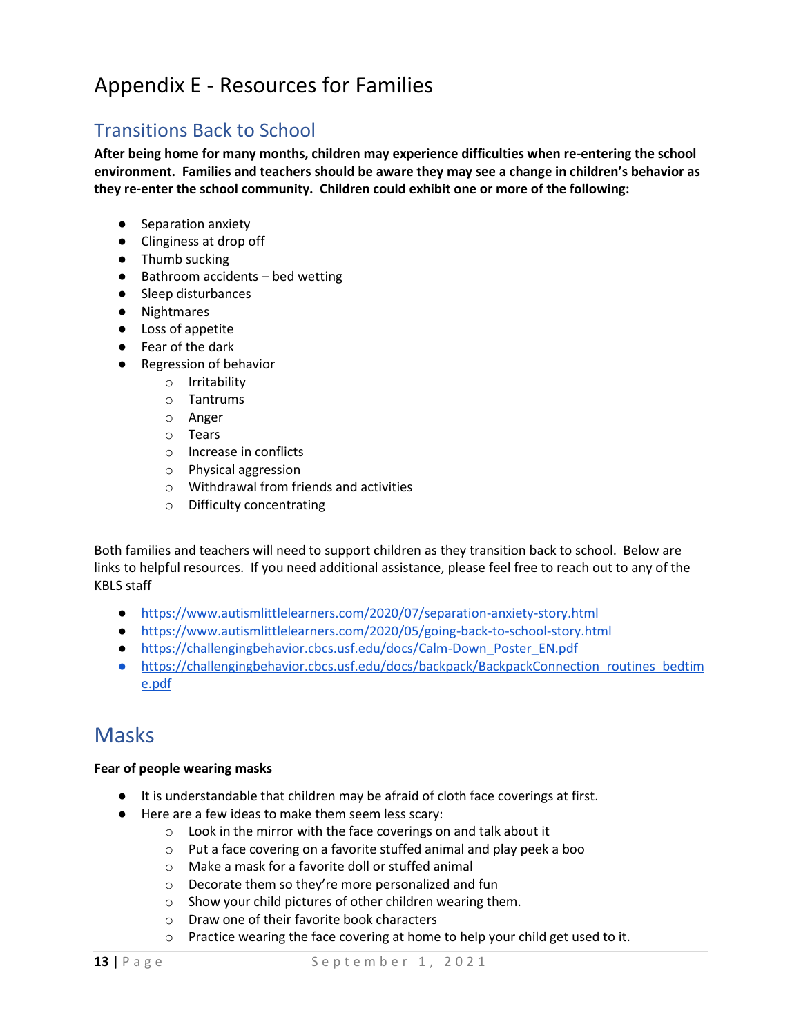# Appendix E - Resources for Families

## Transitions Back to School

**After being home for many months, children may experience difficulties when re-entering the school environment. Families and teachers should be aware they may see a change in children's behavior as they re-enter the school community. Children could exhibit one or more of the following:**

- Separation anxiety
- Clinginess at drop off
- Thumb sucking
- Bathroom accidents – bed wetting
- Sleep disturbances
- Nightmares
- Loss of appetite
- Fear of the dark
- Regression of behavior
    - Irritability
    - Tantrums
    - Anger
    - Tears
    - Increase in conflicts
    - Physical aggression
    - Withdrawal from friends and activities
    - Difficulty concentrating

Both families and teachers will need to support children as they transition back to school. Below are links to helpful resources. If you need additional assistance, please feel free to reach out to any of the KBLS staff

- https://www.autismlittlelearners.com/2020/07/separation-anxiety-story.html
- https://www.autismlittlelearners.com/2020/05/going-back-to-school-story.html
- https://challengingbehavior.cbcs.usf.edu/docs/Calm-Down_Poster_EN.pdf
- https://challengingbehavior.cbcs.usf.edu/docs/backpack/BackpackConnection_routines_bedtime.pdf

## Masks

**Fear of people wearing masks**

- It is understandable that children may be afraid of cloth face coverings at first.
- Here are a few ideas to make them seem less scary:
    - Look in the mirror with the face coverings on and talk about it
    - Put a face covering on a favorite stuffed animal and play peek a boo
    - Make a mask for a favorite doll or stuffed animal
    - Decorate them so they're more personalized and fun
    - Show your child pictures of other children wearing them.
    - Draw one of their favorite book characters
    - Practice wearing the face covering at home to help your child get used to it.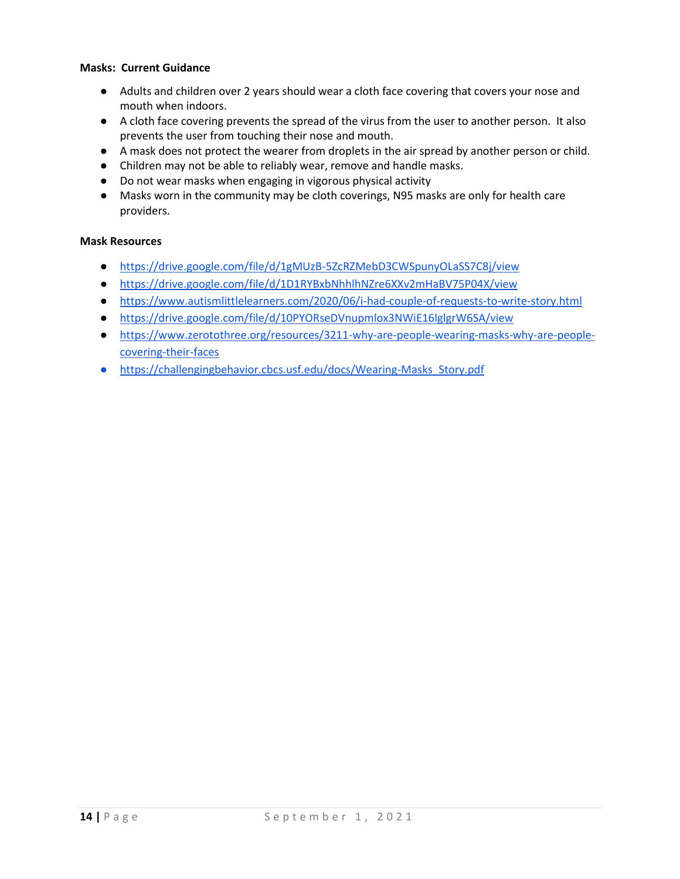**Masks: Current Guidance**

- Adults and children over 2 years should wear a cloth face covering that covers your nose and mouth when indoors.
- A cloth face covering prevents the spread of the virus from the user to another person. It also prevents the user from touching their nose and mouth.
- A mask does not protect the wearer from droplets in the air spread by another person or child.
- Children may not be able to reliably wear, remove and handle masks.
- Do not wear masks when engaging in vigorous physical activity
- Masks worn in the community may be cloth coverings, N95 masks are only for health care providers.

**Mask Resources**

- https://drive.google.com/file/d/1gMUzB-5ZcRZMebD3CWSpunyOLaSS7C8j/view
- https://drive.google.com/file/d/1D1RYBxbNhhlhNZre6XXv2mHaBV75P04X/view
- https://www.autismlittlelearners.com/2020/06/i-had-couple-of-requests-to-write-story.html
- https://drive.google.com/file/d/10PYORseDVnupmlox3NWiE16lglgrW6SA/view
- https://www.zerotothree.org/resources/3211-why-are-people-wearing-masks-why-are-people-covering-their-faces
- https://challengingbehavior.cbcs.usf.edu/docs/Wearing-Masks_Story.pdf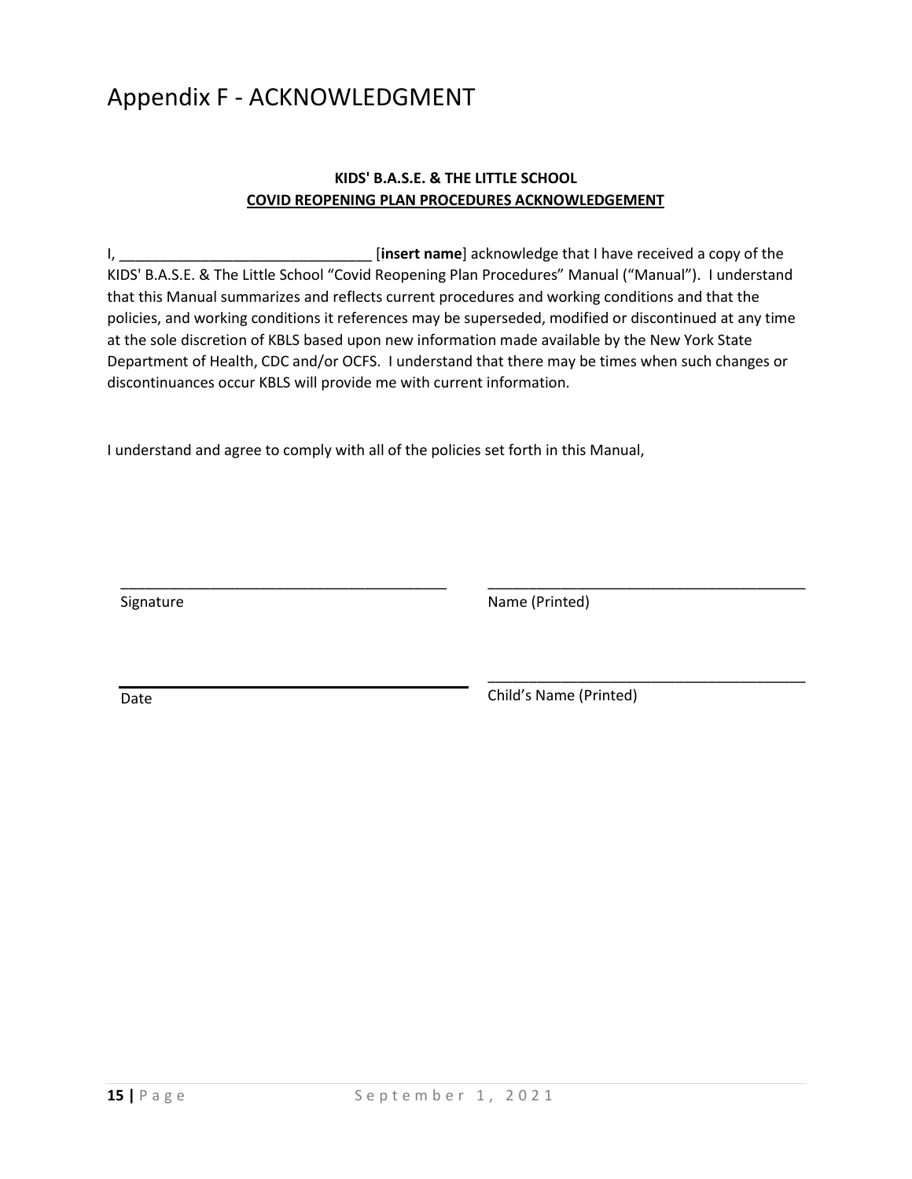# Appendix F - ACKNOWLEDGMENT

**KIDS' B.A.S.E. & THE LITTLE SCHOOL**
**COVID REOPENING PLAN PROCEDURES ACKNOWLEDGEMENT**

I, _______________________________ [**insert name**] acknowledge that I have received a copy of the KIDS' B.A.S.E. & The Little School "Covid Reopening Plan Procedures" Manual ("Manual"). I understand that this Manual summarizes and reflects current procedures and working conditions and that the policies, and working conditions it references may be superseded, modified or discontinued at any time at the sole discretion of KBLS based upon new information made available by the New York State Department of Health, CDC and/or OCFS. I understand that there may be times when such changes or discontinuances occur KBLS will provide me with current information.

I understand and agree to comply with all of the policies set forth in this Manual,

_________________________________________
Signature

_________________________________________
Name (Printed)

_________________________________________
Date

_________________________________________
Child's Name (Printed)